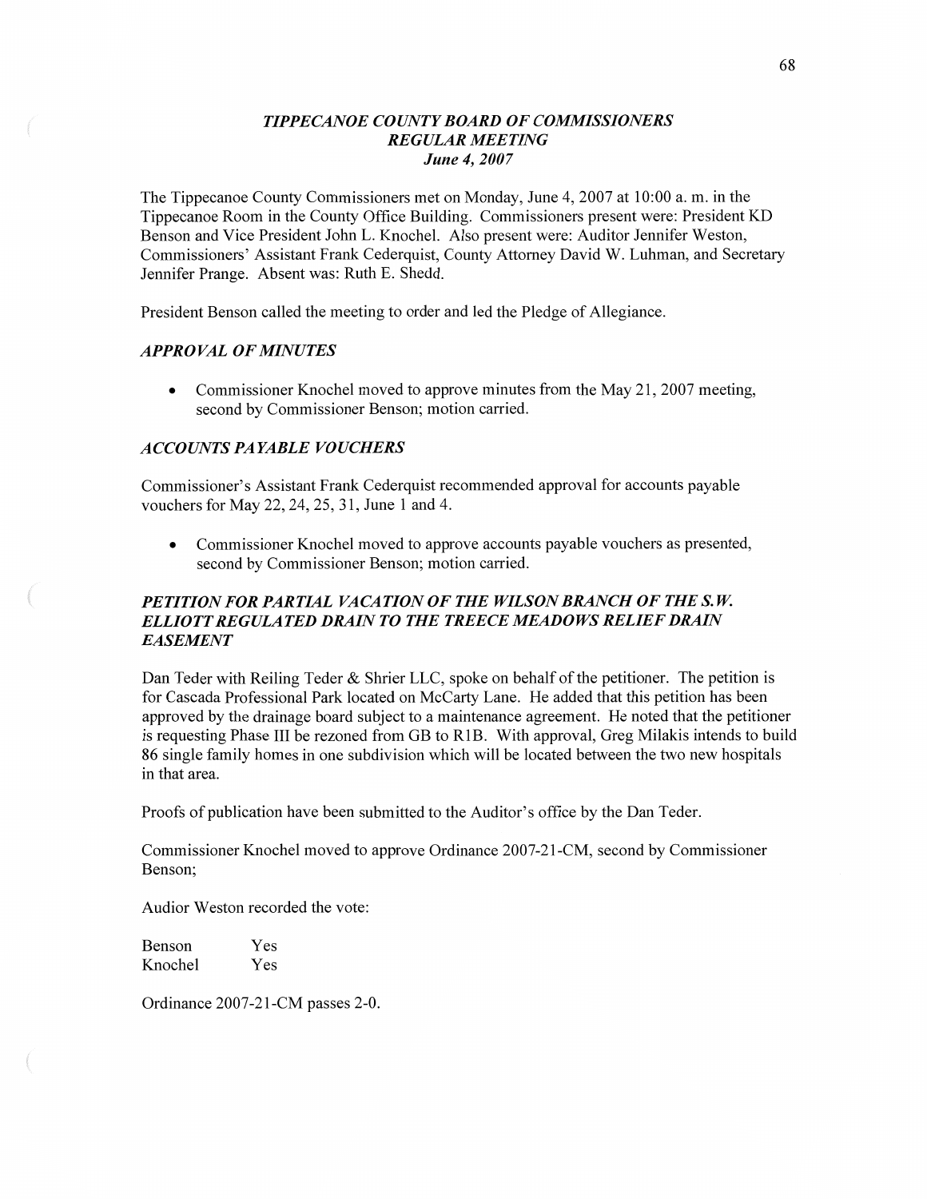## *TIPPECANOE COUNTY BOARD OF COMMISSIONERS*
## *REGULAR MEETING*
### *June 4, 2007*

The Tippecanoe County Commissioners met on Monday, June 4, 2007 at 10:00 a. m. in the Tippecanoe Room in the County Office Building. Commissioners present were: President KD Benson and Vice President John L. Knochel. Also present were: Auditor Jennifer Weston, Commissioners' Assistant Frank Cederquist, County Attorney David W. Luhman, and Secretary Jennifer Prange. Absent was: Ruth E. Shedd.

President Benson called the meeting to order and led the Pledge of Allegiance.

### *APPROVAL OF MINUTES*

- Commissioner Knochel moved to approve minutes from the May 21, 2007 meeting, second by Commissioner Benson; motion carried.

### *ACCOUNTS PAYABLE VOUCHERS*

Commissioner's Assistant Frank Cederquist recommended approval for accounts payable vouchers for May 22, 24, 25, 31, June 1 and 4.

- Commissioner Knochel moved to approve accounts payable vouchers as presented, second by Commissioner Benson; motion carried.

### *PETITION FOR PARTIAL VACATION OF THE WILSON BRANCH OF THE S.W. ELLIOTT REGULATED DRAIN TO THE TREECE MEADOWS RELIEF DRAIN EASEMENT*

Dan Teder with Reiling Teder & Shrier LLC, spoke on behalf of the petitioner. The petition is for Cascada Professional Park located on McCarty Lane. He added that this petition has been approved by the drainage board subject to a maintenance agreement. He noted that the petitioner is requesting Phase III be rezoned from GB to R1B. With approval, Greg Milakis intends to build 86 single family homes in one subdivision which will be located between the two new hospitals in that area.

Proofs of publication have been submitted to the Auditor's office by the Dan Teder.

Commissioner Knochel moved to approve Ordinance 2007-21-CM, second by Commissioner Benson;

Audior Weston recorded the vote:

| | |
|---|---|
| Benson | Yes |
| Knochel | Yes |

Ordinance 2007-21-CM passes 2-0.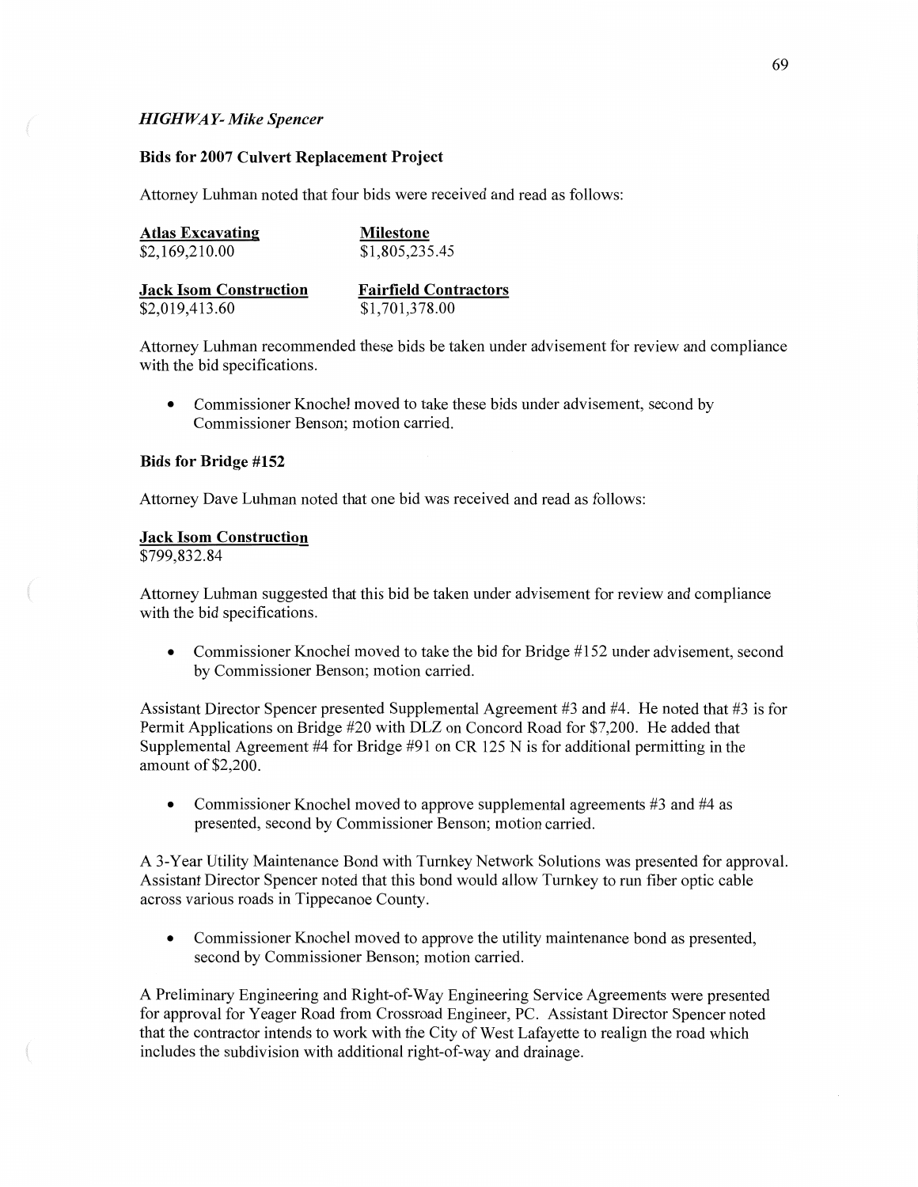*HIGHWAY- Mike Spencer*

**Bids for 2007 Culvert Replacement Project**

Attorney Luhman noted that four bids were received and read as follows:

| **Atlas Excavating** | **Milestone** |
|---|---|
| $2,169,210.00 | $1,805,235.45 |
| **Jack Isom Construction** | **Fairfield Contractors** |
| $2,019,413.60 | $1,701,378.00 |

Attorney Luhman recommended these bids be taken under advisement for review and compliance with the bid specifications.

- Commissioner Knochel moved to take these bids under advisement, second by Commissioner Benson; motion carried.

**Bids for Bridge #152**

Attorney Dave Luhman noted that one bid was received and read as follows:

**Jack Isom Construction**
$799,832.84

Attorney Luhman suggested that this bid be taken under advisement for review and compliance with the bid specifications.

- Commissioner Knochel moved to take the bid for Bridge #152 under advisement, second by Commissioner Benson; motion carried.

Assistant Director Spencer presented Supplemental Agreement #3 and #4. He noted that #3 is for Permit Applications on Bridge #20 with DLZ on Concord Road for $7,200. He added that Supplemental Agreement #4 for Bridge #91 on CR 125 N is for additional permitting in the amount of $2,200.

- Commissioner Knochel moved to approve supplemental agreements #3 and #4 as presented, second by Commissioner Benson; motion carried.

A 3-Year Utility Maintenance Bond with Turnkey Network Solutions was presented for approval. Assistant Director Spencer noted that this bond would allow Turnkey to run fiber optic cable across various roads in Tippecanoe County.

- Commissioner Knochel moved to approve the utility maintenance bond as presented, second by Commissioner Benson; motion carried.

A Preliminary Engineering and Right-of-Way Engineering Service Agreements were presented for approval for Yeager Road from Crossroad Engineer, PC. Assistant Director Spencer noted that the contractor intends to work with the City of West Lafayette to realign the road which includes the subdivision with additional right-of-way and drainage.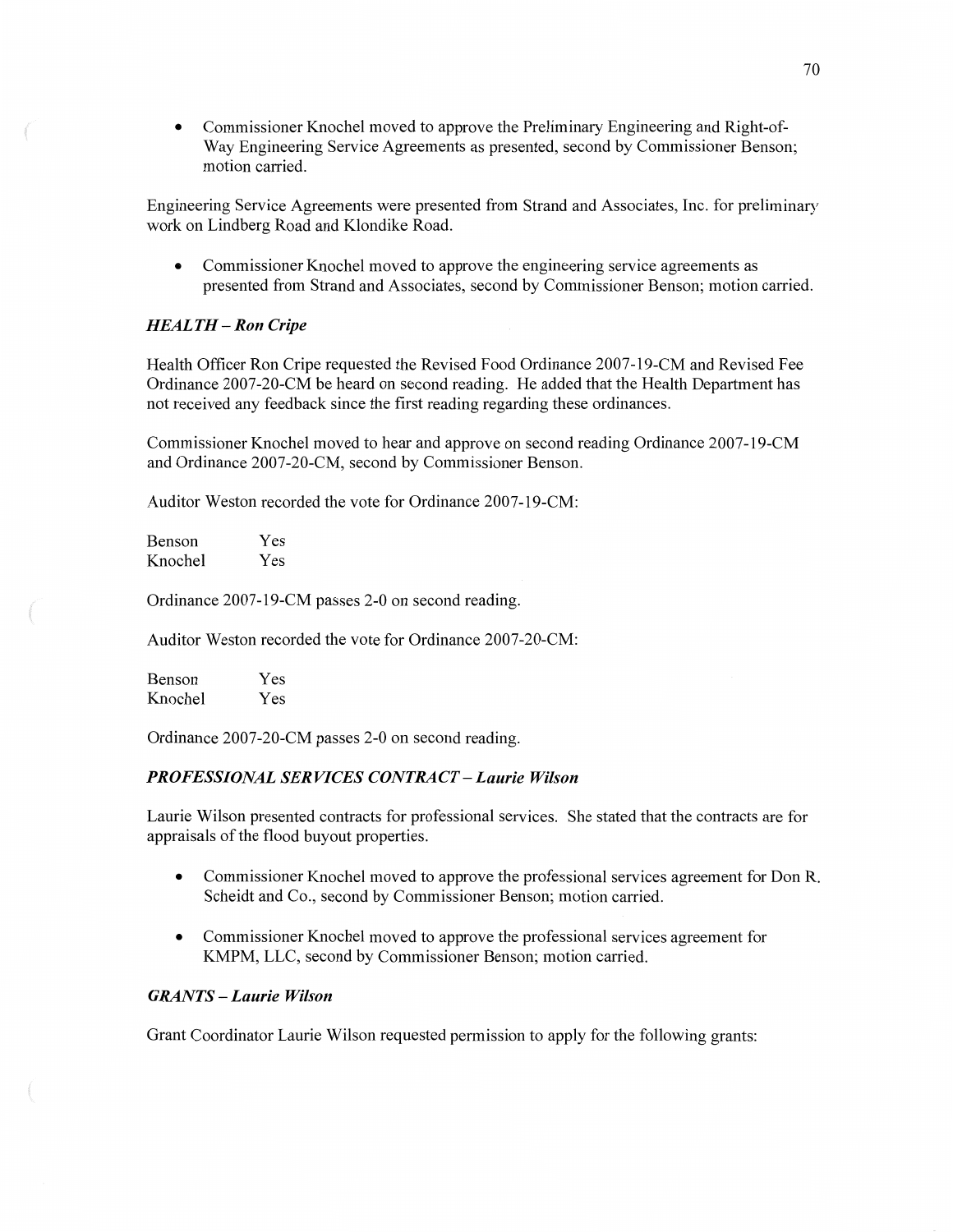- Commissioner Knochel moved to approve the Preliminary Engineering and Right-of-Way Engineering Service Agreements as presented, second by Commissioner Benson; motion carried.

Engineering Service Agreements were presented from Strand and Associates, Inc. for preliminary work on Lindberg Road and Klondike Road.

- Commissioner Knochel moved to approve the engineering service agreements as presented from Strand and Associates, second by Commissioner Benson; motion carried.

### *HEALTH – Ron Cripe*

Health Officer Ron Cripe requested the Revised Food Ordinance 2007-19-CM and Revised Fee Ordinance 2007-20-CM be heard on second reading. He added that the Health Department has not received any feedback since the first reading regarding these ordinances.

Commissioner Knochel moved to hear and approve on second reading Ordinance 2007-19-CM and Ordinance 2007-20-CM, second by Commissioner Benson.

Auditor Weston recorded the vote for Ordinance 2007-19-CM:

| | |
|---|---|
| Benson | Yes |
| Knochel | Yes |

Ordinance 2007-19-CM passes 2-0 on second reading.

Auditor Weston recorded the vote for Ordinance 2007-20-CM:

| | |
|---|---|
| Benson | Yes |
| Knochel | Yes |

Ordinance 2007-20-CM passes 2-0 on second reading.

### *PROFESSIONAL SERVICES CONTRACT – Laurie Wilson*

Laurie Wilson presented contracts for professional services. She stated that the contracts are for appraisals of the flood buyout properties.

- Commissioner Knochel moved to approve the professional services agreement for Don R. Scheidt and Co., second by Commissioner Benson; motion carried.

- Commissioner Knochel moved to approve the professional services agreement for KMPM, LLC, second by Commissioner Benson; motion carried.

### *GRANTS – Laurie Wilson*

Grant Coordinator Laurie Wilson requested permission to apply for the following grants: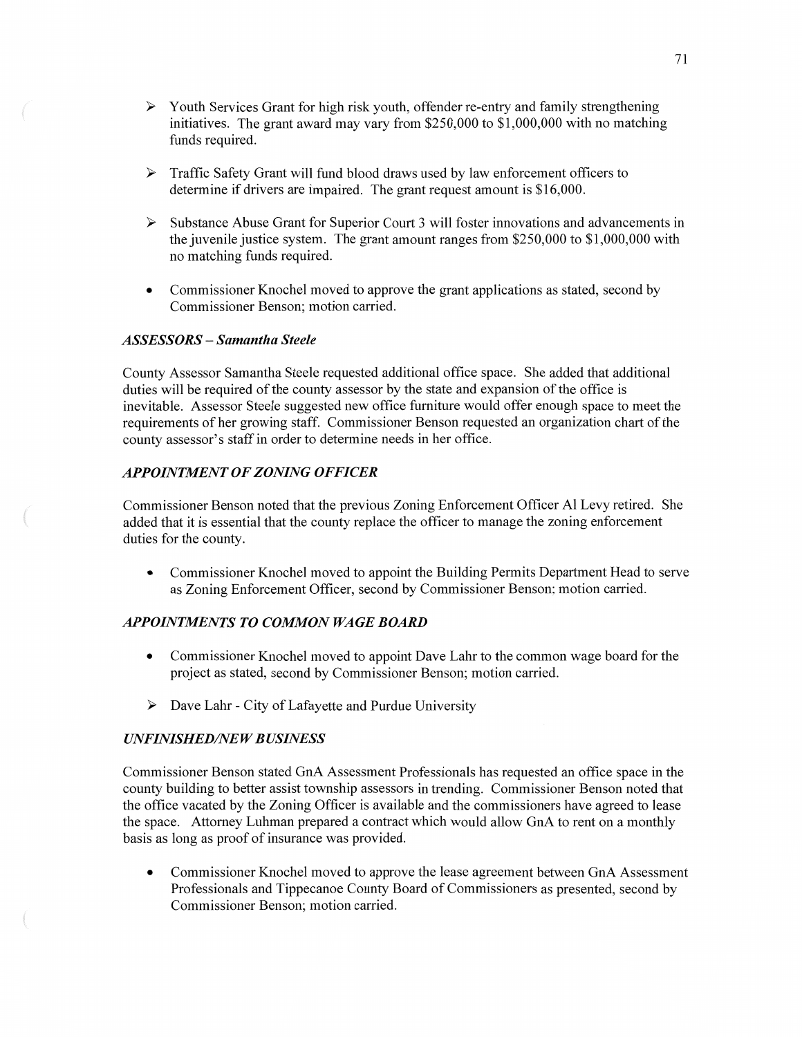- Youth Services Grant for high risk youth, offender re-entry and family strengthening initiatives. The grant award may vary from $250,000 to $1,000,000 with no matching funds required.

- Traffic Safety Grant will fund blood draws used by law enforcement officers to determine if drivers are impaired. The grant request amount is $16,000.

- Substance Abuse Grant for Superior Court 3 will foster innovations and advancements in the juvenile justice system. The grant amount ranges from $250,000 to $1,000,000 with no matching funds required.

- Commissioner Knochel moved to approve the grant applications as stated, second by Commissioner Benson; motion carried.

### *ASSESSORS – Samantha Steele*

County Assessor Samantha Steele requested additional office space. She added that additional duties will be required of the county assessor by the state and expansion of the office is inevitable. Assessor Steele suggested new office furniture would offer enough space to meet the requirements of her growing staff. Commissioner Benson requested an organization chart of the county assessor's staff in order to determine needs in her office.

### *APPOINTMENT OF ZONING OFFICER*

Commissioner Benson noted that the previous Zoning Enforcement Officer Al Levy retired. She added that it is essential that the county replace the officer to manage the zoning enforcement duties for the county.

- Commissioner Knochel moved to appoint the Building Permits Department Head to serve as Zoning Enforcement Officer, second by Commissioner Benson; motion carried.

### *APPOINTMENTS TO COMMON WAGE BOARD*

- Commissioner Knochel moved to appoint Dave Lahr to the common wage board for the project as stated, second by Commissioner Benson; motion carried.

- Dave Lahr - City of Lafayette and Purdue University

### *UNFINISHED/NEW BUSINESS*

Commissioner Benson stated GnA Assessment Professionals has requested an office space in the county building to better assist township assessors in trending. Commissioner Benson noted that the office vacated by the Zoning Officer is available and the commissioners have agreed to lease the space. Attorney Luhman prepared a contract which would allow GnA to rent on a monthly basis as long as proof of insurance was provided.

- Commissioner Knochel moved to approve the lease agreement between GnA Assessment Professionals and Tippecanoe County Board of Commissioners as presented, second by Commissioner Benson; motion carried.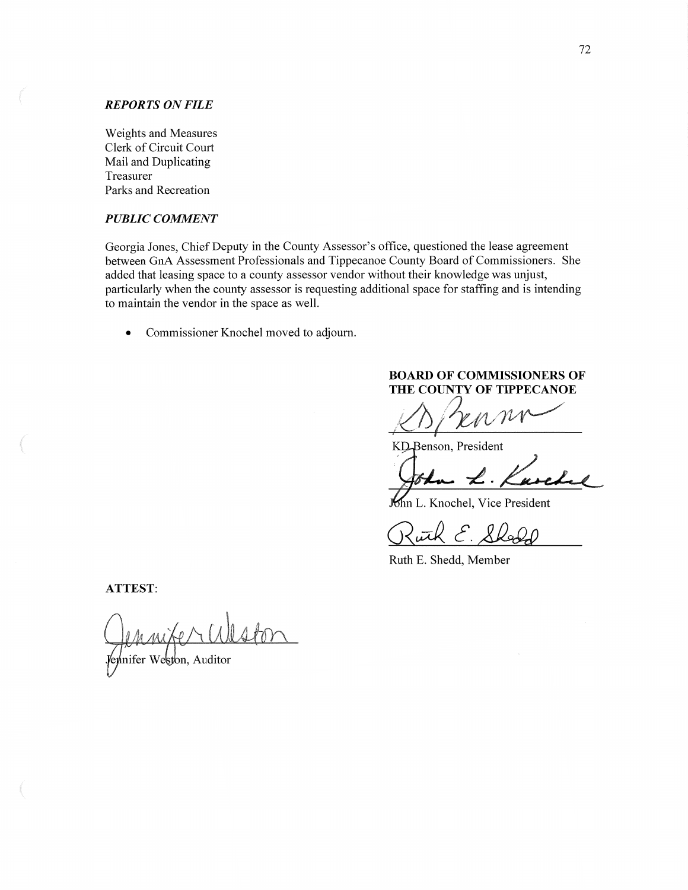***REPORTS ON FILE***

Weights and Measures
Clerk of Circuit Court
Mail and Duplicating
Treasurer
Parks and Recreation

***PUBLIC COMMENT***

Georgia Jones, Chief Deputy in the County Assessor's office, questioned the lease agreement between GnA Assessment Professionals and Tippecanoe County Board of Commissioners. She added that leasing space to a county assessor vendor without their knowledge was unjust, particularly when the county assessor is requesting additional space for staffing and is intending to maintain the vendor in the space as well.

- Commissioner Knochel moved to adjourn.

**BOARD OF COMMISSIONERS OF THE COUNTY OF TIPPECANOE**

KD Benson, President

John L. Knochel, Vice President

Ruth E. Shedd, Member

**ATTEST**:

Jennifer Weston, Auditor